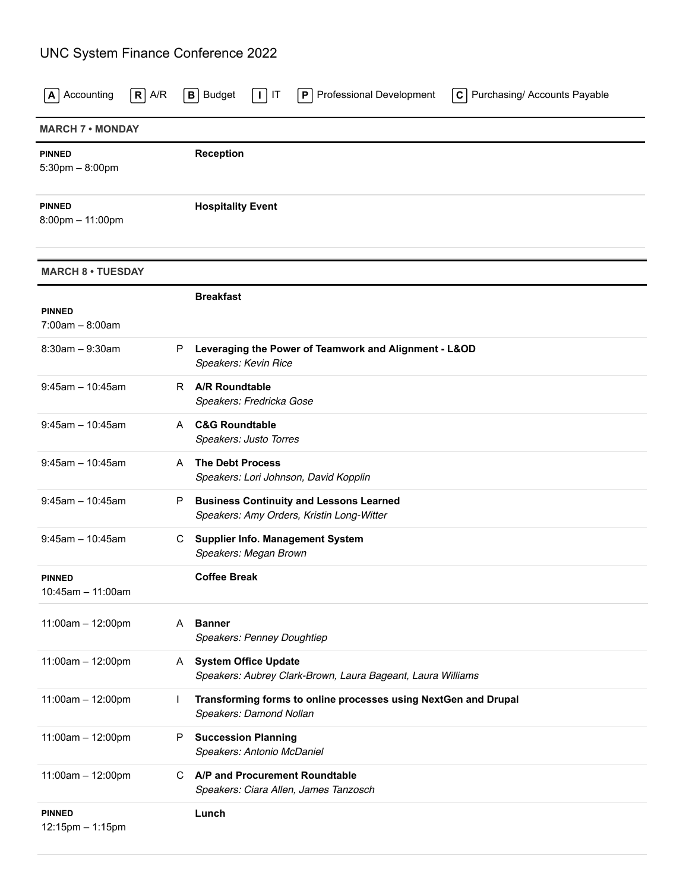# UNC System Finance Conference 2022

**A** Accounting  **R** A/R  **B** Budget  **I** IT  **P** Professional Development  **C** Purchasing/ Accounts Payable

## MARCH 7 • MONDAY

| Time | Track | Session |
|---|---|---|
| **PINNED** 5:30pm – 8:00pm | | **Reception** |
| **PINNED** 8:00pm – 11:00pm | | **Hospitality Event** |

## MARCH 8 • TUESDAY

| Time | Track | Session |
|---|---|---|
| **PINNED** 7:00am – 8:00am | | **Breakfast** |
| 8:30am – 9:30am | P | **Leveraging the Power of Teamwork and Alignment - L&OD** *Speakers: Kevin Rice* |
| 9:45am – 10:45am | R | **A/R Roundtable** *Speakers: Fredricka Gose* |
| 9:45am – 10:45am | A | **C&G Roundtable** *Speakers: Justo Torres* |
| 9:45am – 10:45am | A | **The Debt Process** *Speakers: Lori Johnson, David Kopplin* |
| 9:45am – 10:45am | P | **Business Continuity and Lessons Learned** *Speakers: Amy Orders, Kristin Long-Witter* |
| 9:45am – 10:45am | C | **Supplier Info. Management System** *Speakers: Megan Brown* |
| **PINNED** 10:45am – 11:00am | | **Coffee Break** |
| 11:00am – 12:00pm | A | **Banner** *Speakers: Penney Doughtiep* |
| 11:00am – 12:00pm | A | **System Office Update** *Speakers: Aubrey Clark-Brown, Laura Bageant, Laura Williams* |
| 11:00am – 12:00pm | I | **Transforming forms to online processes using NextGen and Drupal** *Speakers: Damond Nollan* |
| 11:00am – 12:00pm | P | **Succession Planning** *Speakers: Antonio McDaniel* |
| 11:00am – 12:00pm | C | **A/P and Procurement Roundtable** *Speakers: Ciara Allen, James Tanzosch* |
| **PINNED** 12:15pm – 1:15pm | | **Lunch** |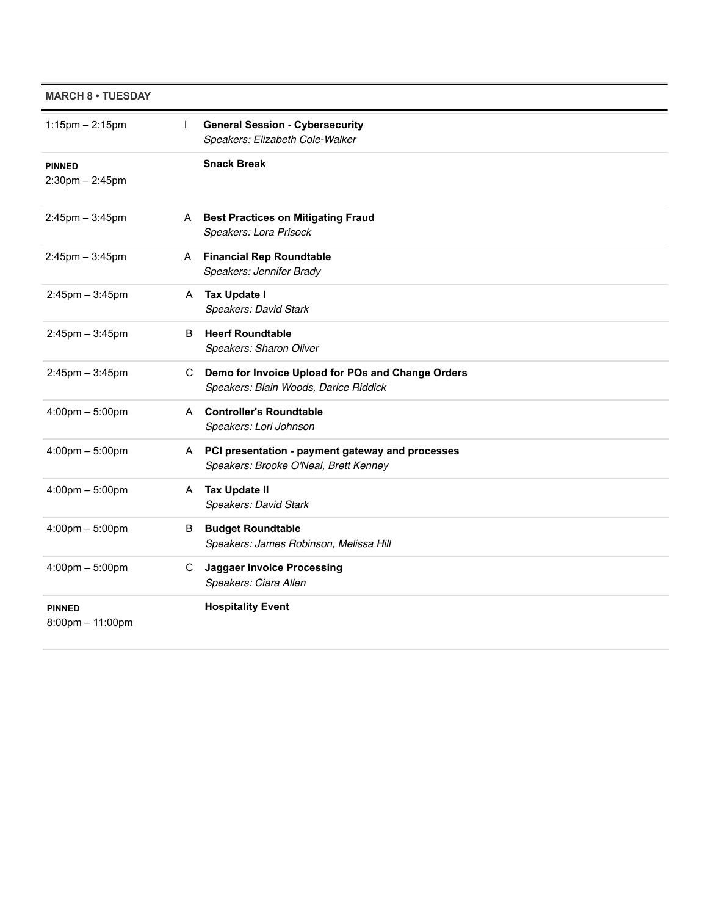| MARCH 8 • TUESDAY | | |
|---|---|---|
| 1:15pm – 2:15pm | I | **General Session - Cybersecurity**<br>*Speakers: Elizabeth Cole-Walker* |
| **PINNED**<br>2:30pm – 2:45pm | | **Snack Break** |
| 2:45pm – 3:45pm | A | **Best Practices on Mitigating Fraud**<br>*Speakers: Lora Prisock* |
| 2:45pm – 3:45pm | A | **Financial Rep Roundtable**<br>*Speakers: Jennifer Brady* |
| 2:45pm – 3:45pm | A | **Tax Update I**<br>*Speakers: David Stark* |
| 2:45pm – 3:45pm | B | **Heerf Roundtable**<br>*Speakers: Sharon Oliver* |
| 2:45pm – 3:45pm | C | **Demo for Invoice Upload for POs and Change Orders**<br>*Speakers: Blain Woods, Darice Riddick* |
| 4:00pm – 5:00pm | A | **Controller's Roundtable**<br>*Speakers: Lori Johnson* |
| 4:00pm – 5:00pm | A | **PCI presentation - payment gateway and processes**<br>*Speakers: Brooke O'Neal, Brett Kenney* |
| 4:00pm – 5:00pm | A | **Tax Update II**<br>*Speakers: David Stark* |
| 4:00pm – 5:00pm | B | **Budget Roundtable**<br>*Speakers: James Robinson, Melissa Hill* |
| 4:00pm – 5:00pm | C | **Jaggaer Invoice Processing**<br>*Speakers: Ciara Allen* |
| **PINNED**<br>8:00pm – 11:00pm | | **Hospitality Event** |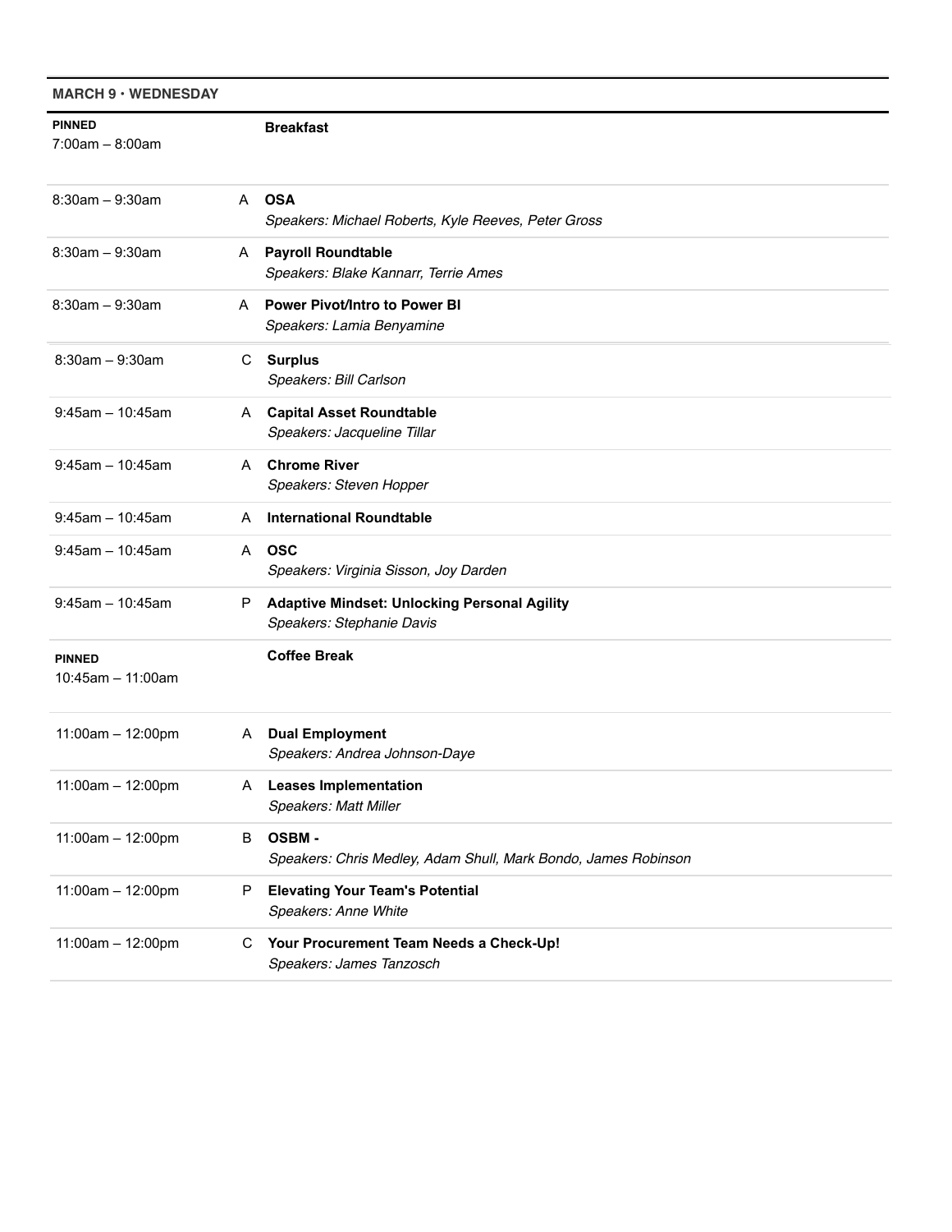## MARCH 9 • WEDNESDAY

**PINNED**
7:00am – 8:00am

**Breakfast**

---

8:30am – 9:30am A **OSA**
*Speakers: Michael Roberts, Kyle Reeves, Peter Gross*

8:30am – 9:30am A **Payroll Roundtable**
*Speakers: Blake Kannarr, Terrie Ames*

8:30am – 9:30am A **Power Pivot/Intro to Power BI**
*Speakers: Lamia Benyamine*

8:30am – 9:30am C **Surplus**
*Speakers: Bill Carlson*

9:45am – 10:45am A **Capital Asset Roundtable**
*Speakers: Jacqueline Tillar*

9:45am – 10:45am A **Chrome River**
*Speakers: Steven Hopper*

9:45am – 10:45am A **International Roundtable**

9:45am – 10:45am A **OSC**
*Speakers: Virginia Sisson, Joy Darden*

9:45am – 10:45am P **Adaptive Mindset: Unlocking Personal Agility**
*Speakers: Stephanie Davis*

**PINNED**
10:45am – 11:00am

**Coffee Break**

---

11:00am – 12:00pm A **Dual Employment**
*Speakers: Andrea Johnson-Daye*

11:00am – 12:00pm A **Leases Implementation**
*Speakers: Matt Miller*

11:00am – 12:00pm B **OSBM -**
*Speakers: Chris Medley, Adam Shull, Mark Bondo, James Robinson*

11:00am – 12:00pm P **Elevating Your Team's Potential**
*Speakers: Anne White*

11:00am – 12:00pm C **Your Procurement Team Needs a Check-Up!**
*Speakers: James Tanzosch*